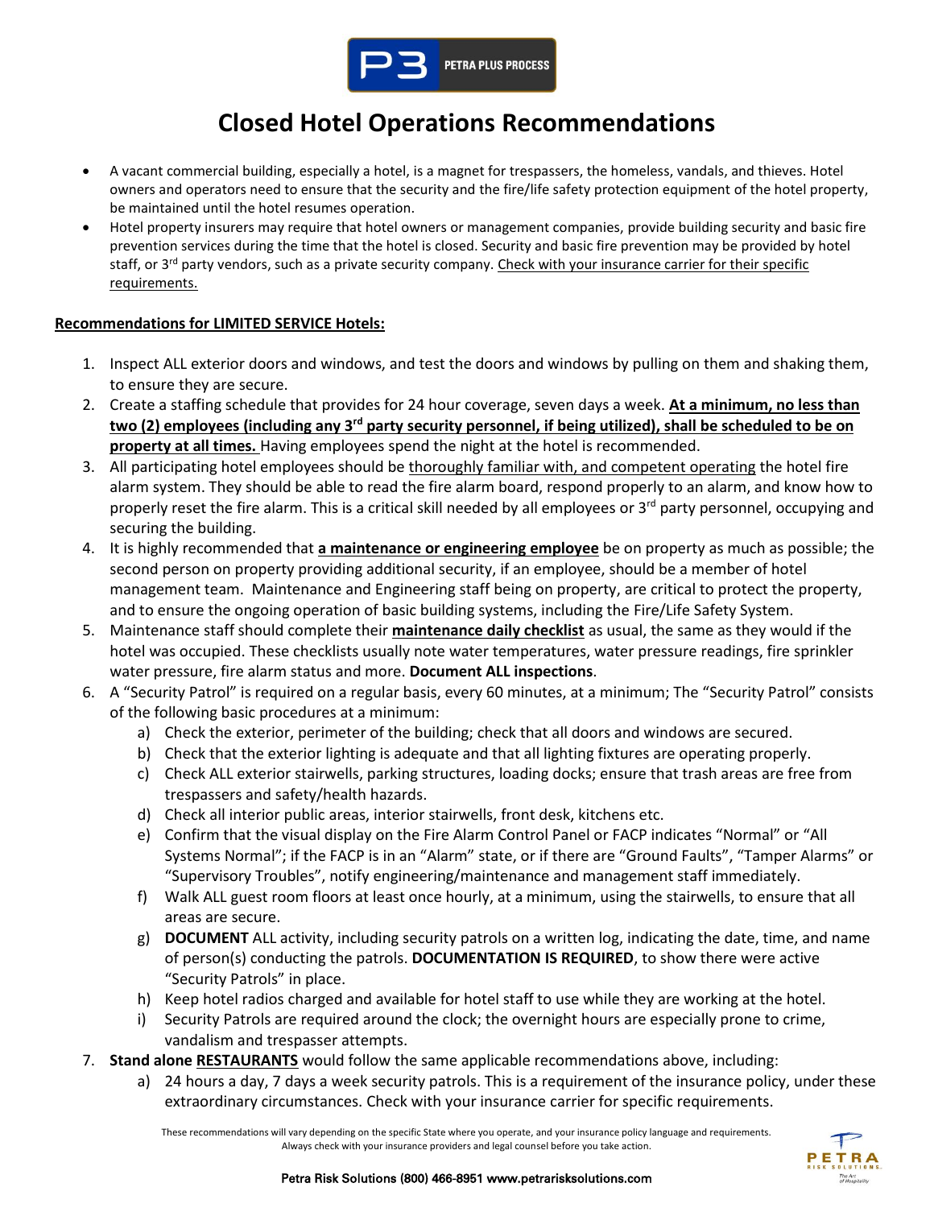# Closed Hotel Operations Recommendations

- A vacant commercial building, especially a hotel, is a magnet for trespassers, the homeless, vandals, and thieves. Hotel owners and operators need to ensure that the security and the fire/life safety protection equipment of the hotel property, be maintained until the hotel resumes operation.
- Hotel property insurers may require that hotel owners or management companies, provide building security and basic fire prevention services during the time that the hotel is closed. Security and basic fire prevention may be provided by hotel staff, or 3rd party vendors, such as a private security company. <u>Check with your insurance carrier for their specific requirements.</u>

**<u>Recommendations for LIMITED SERVICE Hotels:</u>**

1. Inspect ALL exterior doors and windows, and test the doors and windows by pulling on them and shaking them, to ensure they are secure.
2. Create a staffing schedule that provides for 24 hour coverage, seven days a week. **<u>At a minimum, no less than two (2) employees (including any 3rd party security personnel, if being utilized), shall be scheduled to be on property at all times.</u>** Having employees spend the night at the hotel is recommended.
3. All participating hotel employees should be <u>thoroughly familiar with, and competent operating</u> the hotel fire alarm system. They should be able to read the fire alarm board, respond properly to an alarm, and know how to properly reset the fire alarm. This is a critical skill needed by all employees or 3rd party personnel, occupying and securing the building.
4. It is highly recommended that **<u>a maintenance or engineering employee</u>** be on property as much as possible; the second person on property providing additional security, if an employee, should be a member of hotel management team. Maintenance and Engineering staff being on property, are critical to protect the property, and to ensure the ongoing operation of basic building systems, including the Fire/Life Safety System.
5. Maintenance staff should complete their **<u>maintenance daily checklist</u>** as usual, the same as they would if the hotel was occupied. These checklists usually note water temperatures, water pressure readings, fire sprinkler water pressure, fire alarm status and more. **Document ALL inspections**.
6. A "Security Patrol" is required on a regular basis, every 60 minutes, at a minimum; The "Security Patrol" consists of the following basic procedures at a minimum:
   a) Check the exterior, perimeter of the building; check that all doors and windows are secured.
   b) Check that the exterior lighting is adequate and that all lighting fixtures are operating properly.
   c) Check ALL exterior stairwells, parking structures, loading docks; ensure that trash areas are free from trespassers and safety/health hazards.
   d) Check all interior public areas, interior stairwells, front desk, kitchens etc.
   e) Confirm that the visual display on the Fire Alarm Control Panel or FACP indicates "Normal" or "All Systems Normal"; if the FACP is in an "Alarm" state, or if there are "Ground Faults", "Tamper Alarms" or "Supervisory Troubles", notify engineering/maintenance and management staff immediately.
   f) Walk ALL guest room floors at least once hourly, at a minimum, using the stairwells, to ensure that all areas are secure.
   g) **DOCUMENT** ALL activity, including security patrols on a written log, indicating the date, time, and name of person(s) conducting the patrols. **DOCUMENTATION IS REQUIRED**, to show there were active "Security Patrols" in place.
   h) Keep hotel radios charged and available for hotel staff to use while they are working at the hotel.
   i) Security Patrols are required around the clock; the overnight hours are especially prone to crime, vandalism and trespasser attempts.
7. **Stand alone <u>RESTAURANTS</u>** would follow the same applicable recommendations above, including:
   a) 24 hours a day, 7 days a week security patrols. This is a requirement of the insurance policy, under these extraordinary circumstances. Check with your insurance carrier for specific requirements.

These recommendations will vary depending on the specific State where you operate, and your insurance policy language and requirements. Always check with your insurance providers and legal counsel before you take action.

Petra Risk Solutions (800) 466-8951 www.petrarisksolutions.com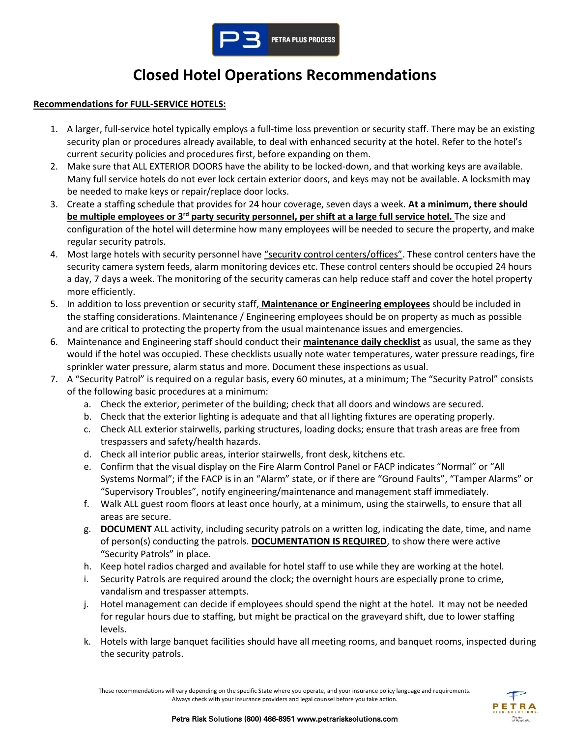# Closed Hotel Operations Recommendations

**Recommendations for FULL-SERVICE HOTELS:**

1. A larger, full-service hotel typically employs a full-time loss prevention or security staff. There may be an existing security plan or procedures already available, to deal with enhanced security at the hotel. Refer to the hotel's current security policies and procedures first, before expanding on them.
2. Make sure that ALL EXTERIOR DOORS have the ability to be locked-down, and that working keys are available. Many full service hotels do not ever lock certain exterior doors, and keys may not be available. A locksmith may be needed to make keys or repair/replace door locks.
3. Create a staffing schedule that provides for 24 hour coverage, seven days a week. **At a minimum, there should be multiple employees or 3rd party security personnel, per shift at a large full service hotel.** The size and configuration of the hotel will determine how many employees will be needed to secure the property, and make regular security patrols.
4. Most large hotels with security personnel have "security control centers/offices". These control centers have the security camera system feeds, alarm monitoring devices etc. These control centers should be occupied 24 hours a day, 7 days a week. The monitoring of the security cameras can help reduce staff and cover the hotel property more efficiently.
5. In addition to loss prevention or security staff, **Maintenance or Engineering employees** should be included in the staffing considerations. Maintenance / Engineering employees should be on property as much as possible and are critical to protecting the property from the usual maintenance issues and emergencies.
6. Maintenance and Engineering staff should conduct their **maintenance daily checklist** as usual, the same as they would if the hotel was occupied. These checklists usually note water temperatures, water pressure readings, fire sprinkler water pressure, alarm status and more. Document these inspections as usual.
7. A "Security Patrol" is required on a regular basis, every 60 minutes, at a minimum; The "Security Patrol" consists of the following basic procedures at a minimum:
   a. Check the exterior, perimeter of the building; check that all doors and windows are secured.
   b. Check that the exterior lighting is adequate and that all lighting fixtures are operating properly.
   c. Check ALL exterior stairwells, parking structures, loading docks; ensure that trash areas are free from trespassers and safety/health hazards.
   d. Check all interior public areas, interior stairwells, front desk, kitchens etc.
   e. Confirm that the visual display on the Fire Alarm Control Panel or FACP indicates "Normal" or "All Systems Normal"; if the FACP is in an "Alarm" state, or if there are "Ground Faults", "Tamper Alarms" or "Supervisory Troubles", notify engineering/maintenance and management staff immediately.
   f. Walk ALL guest room floors at least once hourly, at a minimum, using the stairwells, to ensure that all areas are secure.
   g. **DOCUMENT** ALL activity, including security patrols on a written log, indicating the date, time, and name of person(s) conducting the patrols. **DOCUMENTATION IS REQUIRED**, to show there were active "Security Patrols" in place.
   h. Keep hotel radios charged and available for hotel staff to use while they are working at the hotel.
   i. Security Patrols are required around the clock; the overnight hours are especially prone to crime, vandalism and trespasser attempts.
   j. Hotel management can decide if employees should spend the night at the hotel. It may not be needed for regular hours due to staffing, but might be practical on the graveyard shift, due to lower staffing levels.
   k. Hotels with large banquet facilities should have all meeting rooms, and banquet rooms, inspected during the security patrols.

These recommendations will vary depending on the specific State where you operate, and your insurance policy language and requirements. Always check with your insurance providers and legal counsel before you take action.